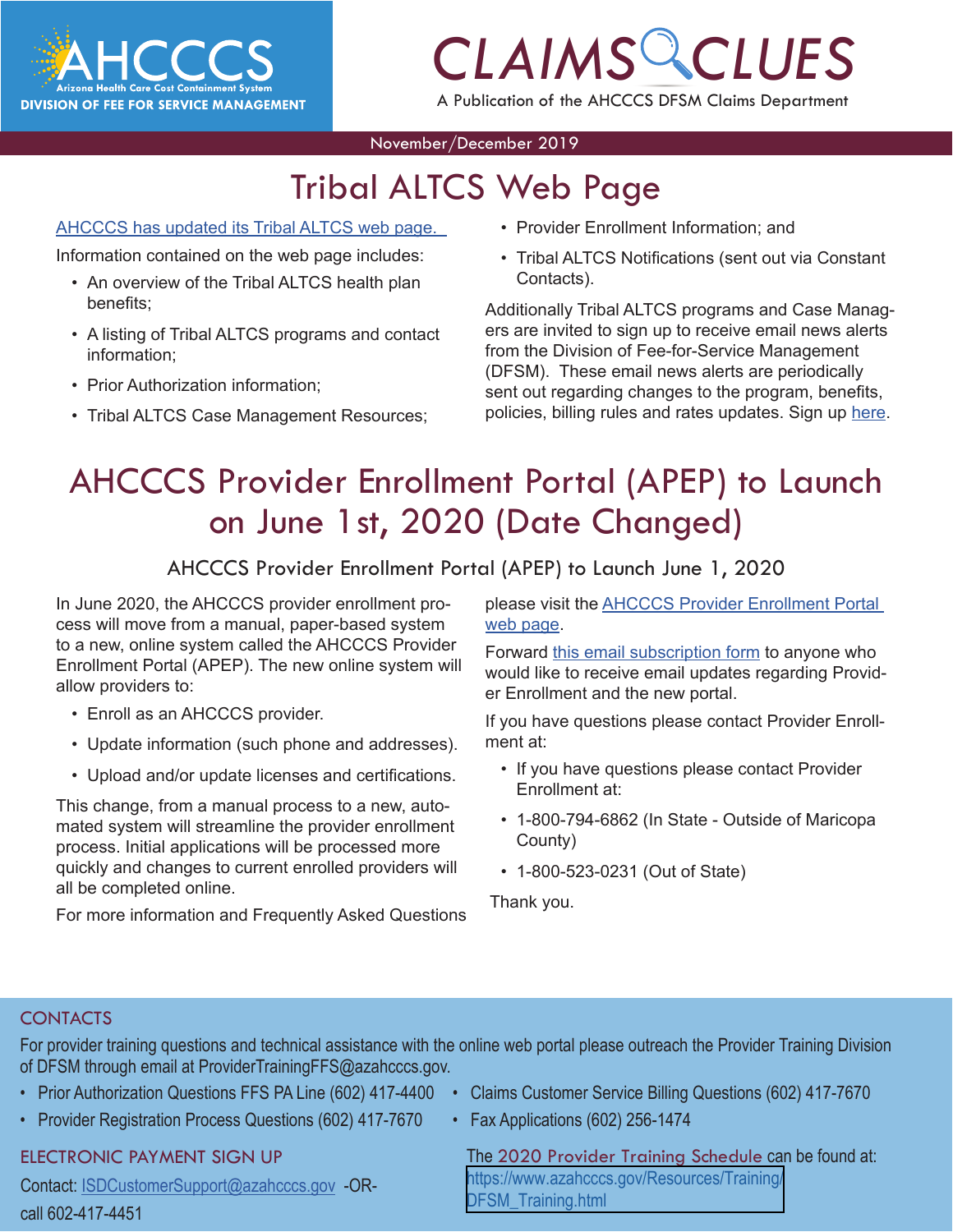# CLAIMS CLUES

AHCCCS Arizona Health Care Cost Containment System
DIVISION OF FEE FOR SERVICE MANAGEMENT

A Publication of the AHCCCS DFSM Claims Department

November/December 2019

## Tribal ALTCS Web Page

AHCCCS has updated its Tribal ALTCS web page.

Information contained on the web page includes:

- An overview of the Tribal ALTCS health plan benefits;
- A listing of Tribal ALTCS programs and contact information;
- Prior Authorization information;
- Tribal ALTCS Case Management Resources;
- Provider Enrollment Information; and
- Tribal ALTCS Notifications (sent out via Constant Contacts).

Additionally Tribal ALTCS programs and Case Managers are invited to sign up to receive email news alerts from the Division of Fee-for-Service Management (DFSM). These email news alerts are periodically sent out regarding changes to the program, benefits, policies, billing rules and rates updates. Sign up here.

## AHCCCS Provider Enrollment Portal (APEP) to Launch on June 1st, 2020 (Date Changed)

### AHCCCS Provider Enrollment Portal (APEP) to Launch June 1, 2020

In June 2020, the AHCCCS provider enrollment process will move from a manual, paper-based system to a new, online system called the AHCCCS Provider Enrollment Portal (APEP). The new online system will allow providers to:

- Enroll as an AHCCCS provider.
- Update information (such phone and addresses).
- Upload and/or update licenses and certifications.

This change, from a manual process to a new, automated system will streamline the provider enrollment process. Initial applications will be processed more quickly and changes to current enrolled providers will all be completed online.

For more information and Frequently Asked Questions please visit the AHCCCS Provider Enrollment Portal web page.

Forward this email subscription form to anyone who would like to receive email updates regarding Provider Enrollment and the new portal.

If you have questions please contact Provider Enrollment at:

- If you have questions please contact Provider Enrollment at:
- 1-800-794-6862 (In State - Outside of Maricopa County)
- 1-800-523-0231 (Out of State)

Thank you.

### CONTACTS

For provider training questions and technical assistance with the online web portal please outreach the Provider Training Division of DFSM through email at ProviderTrainingFFS@azahcccs.gov.

- Prior Authorization Questions FFS PA Line (602) 417-4400
- Provider Registration Process Questions (602) 417-7670
- Claims Customer Service Billing Questions (602) 417-7670
- Fax Applications (602) 256-1474

### ELECTRONIC PAYMENT SIGN UP

Contact: ISDCustomerSupport@azahcccs.gov -OR- call 602-417-4451

The 2020 Provider Training Schedule can be found at: https://www.azahcccs.gov/Resources/Training/DFSM_Training.html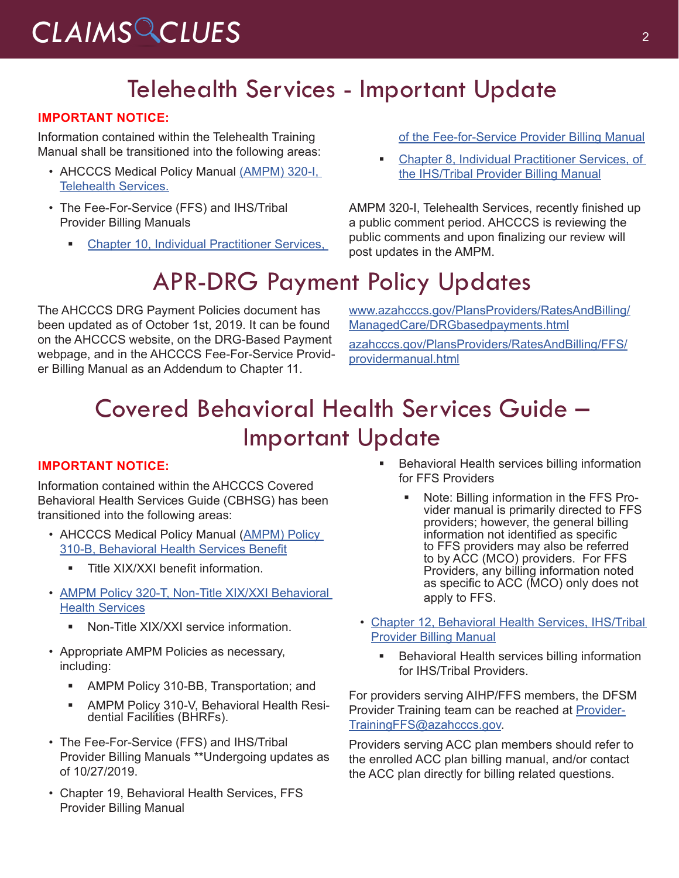## Telehealth Services - Important Update

**IMPORTANT NOTICE:**

Information contained within the Telehealth Training Manual shall be transitioned into the following areas:

- AHCCCS Medical Policy Manual (AMPM) 320-I, Telehealth Services.
- The Fee-For-Service (FFS) and IHS/Tribal Provider Billing Manuals
  - Chapter 10, Individual Practitioner Services, of the Fee-for-Service Provider Billing Manual
  - Chapter 8, Individual Practitioner Services, of the IHS/Tribal Provider Billing Manual

AMPM 320-I, Telehealth Services, recently finished up a public comment period. AHCCCS is reviewing the public comments and upon finalizing our review will post updates in the AMPM.

## APR-DRG Payment Policy Updates

The AHCCCS DRG Payment Policies document has been updated as of October 1st, 2019. It can be found on the AHCCCS website, on the DRG-Based Payment webpage, and in the AHCCCS Fee-For-Service Provider Billing Manual as an Addendum to Chapter 11.

www.azahcccs.gov/PlansProviders/RatesAndBilling/ManagedCare/DRGbasedpayments.html

azahcccs.gov/PlansProviders/RatesAndBilling/FFS/providermanual.html

## Covered Behavioral Health Services Guide – Important Update

**IMPORTANT NOTICE:**

Information contained within the AHCCCS Covered Behavioral Health Services Guide (CBHSG) has been transitioned into the following areas:

- AHCCCS Medical Policy Manual (AMPM) Policy 310-B, Behavioral Health Services Benefit
  - Title XIX/XXI benefit information.
- AMPM Policy 320-T, Non-Title XIX/XXI Behavioral Health Services
  - Non-Title XIX/XXI service information.
- Appropriate AMPM Policies as necessary, including:
  - AMPM Policy 310-BB, Transportation; and
  - AMPM Policy 310-V, Behavioral Health Residential Facilities (BHRFs).
- The Fee-For-Service (FFS) and IHS/Tribal Provider Billing Manuals **Undergoing updates as of 10/27/2019.
- Chapter 19, Behavioral Health Services, FFS Provider Billing Manual
  - Behavioral Health services billing information for FFS Providers
    - Note: Billing information in the FFS Provider manual is primarily directed to FFS providers; however, the general billing information not identified as specific to FFS providers may also be referred to by ACC (MCO) providers. For FFS Providers, any billing information noted as specific to ACC (MCO) only does not apply to FFS.
- Chapter 12, Behavioral Health Services, IHS/Tribal Provider Billing Manual
  - Behavioral Health services billing information for IHS/Tribal Providers.

For providers serving AIHP/FFS members, the DFSM Provider Training team can be reached at ProviderTrainingFFS@azahcccs.gov.

Providers serving ACC plan members should refer to the enrolled ACC plan billing manual, and/or contact the ACC plan directly for billing related questions.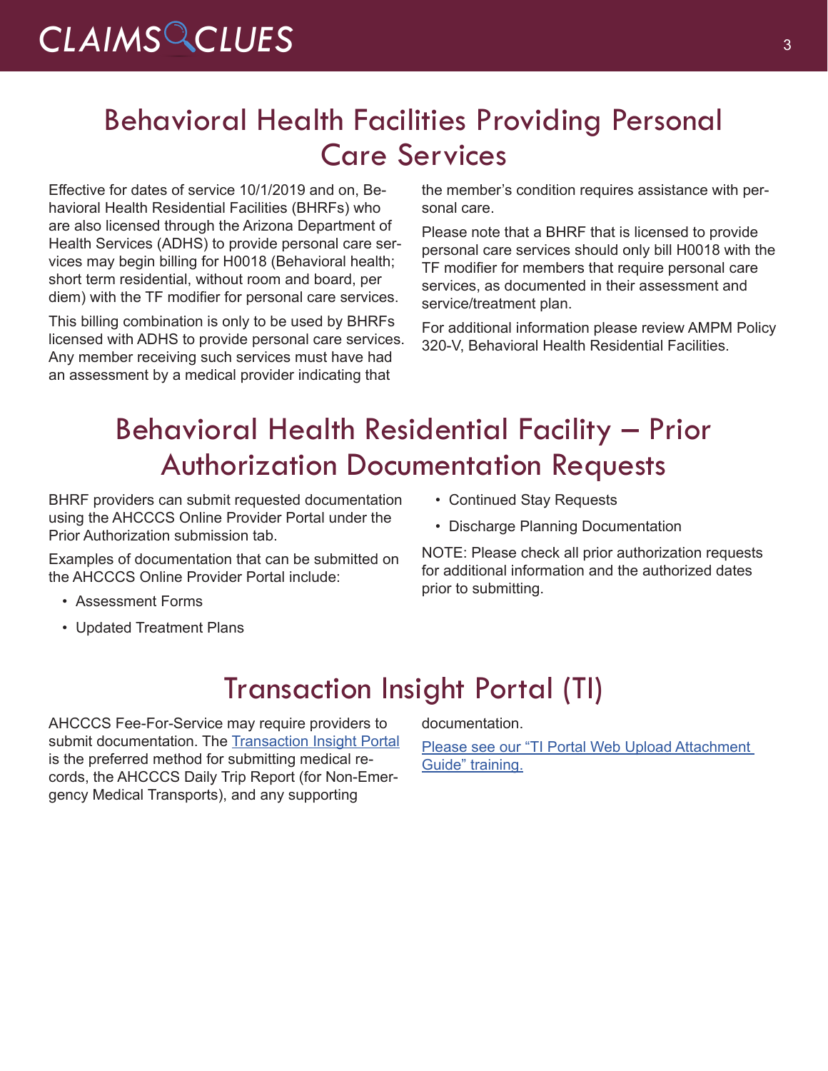# Behavioral Health Facilities Providing Personal Care Services

Effective for dates of service 10/1/2019 and on, Behavioral Health Residential Facilities (BHRFs) who are also licensed through the Arizona Department of Health Services (ADHS) to provide personal care services may begin billing for H0018 (Behavioral health; short term residential, without room and board, per diem) with the TF modifier for personal care services.

This billing combination is only to be used by BHRFs licensed with ADHS to provide personal care services. Any member receiving such services must have had an assessment by a medical provider indicating that the member's condition requires assistance with personal care.

Please note that a BHRF that is licensed to provide personal care services should only bill H0018 with the TF modifier for members that require personal care services, as documented in their assessment and service/treatment plan.

For additional information please review AMPM Policy 320-V, Behavioral Health Residential Facilities.

# Behavioral Health Residential Facility – Prior Authorization Documentation Requests

BHRF providers can submit requested documentation using the AHCCCS Online Provider Portal under the Prior Authorization submission tab.

Examples of documentation that can be submitted on the AHCCCS Online Provider Portal include:

- Assessment Forms
- Updated Treatment Plans
- Continued Stay Requests
- Discharge Planning Documentation

NOTE: Please check all prior authorization requests for additional information and the authorized dates prior to submitting.

# Transaction Insight Portal (TI)

AHCCCS Fee-For-Service may require providers to submit documentation. The Transaction Insight Portal is the preferred method for submitting medical records, the AHCCCS Daily Trip Report (for Non-Emergency Medical Transports), and any supporting documentation.

Please see our "TI Portal Web Upload Attachment Guide" training.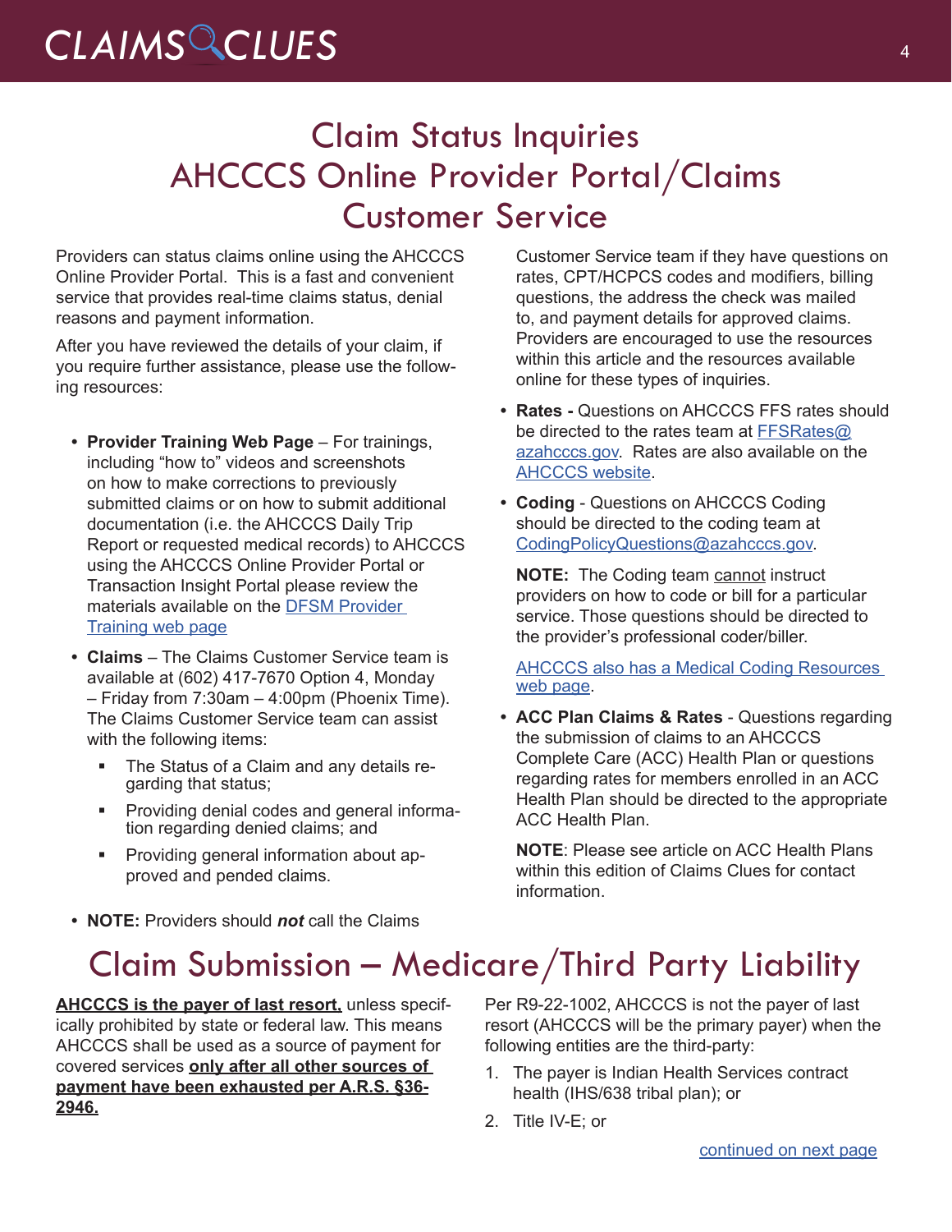# Claim Status Inquiries AHCCCS Online Provider Portal/Claims Customer Service

Providers can status claims online using the AHCCCS Online Provider Portal. This is a fast and convenient service that provides real-time claims status, denial reasons and payment information.

After you have reviewed the details of your claim, if you require further assistance, please use the following resources:

- **Provider Training Web Page** – For trainings, including "how to" videos and screenshots on how to make corrections to previously submitted claims or on how to submit additional documentation (i.e. the AHCCCS Daily Trip Report or requested medical records) to AHCCCS using the AHCCCS Online Provider Portal or Transaction Insight Portal please review the materials available on the DFSM Provider Training web page
- **Claims** – The Claims Customer Service team is available at (602) 417-7670 Option 4, Monday – Friday from 7:30am – 4:00pm (Phoenix Time). The Claims Customer Service team can assist with the following items:
  - The Status of a Claim and any details regarding that status;
  - Providing denial codes and general information regarding denied claims; and
  - Providing general information about approved and pended claims.
- **NOTE:** Providers should ***not*** call the Claims Customer Service team if they have questions on rates, CPT/HCPCS codes and modifiers, billing questions, the address the check was mailed to, and payment details for approved claims. Providers are encouraged to use the resources within this article and the resources available online for these types of inquiries.
- **Rates -** Questions on AHCCCS FFS rates should be directed to the rates team at FFSRates@azahcccs.gov. Rates are also available on the AHCCCS website.
- **Coding** - Questions on AHCCCS Coding should be directed to the coding team at CodingPolicyQuestions@azahcccs.gov.

  **NOTE:** The Coding team cannot instruct providers on how to code or bill for a particular service. Those questions should be directed to the provider's professional coder/biller.

  AHCCCS also has a Medical Coding Resources web page.
- **ACC Plan Claims & Rates** - Questions regarding the submission of claims to an AHCCCS Complete Care (ACC) Health Plan or questions regarding rates for members enrolled in an ACC Health Plan should be directed to the appropriate ACC Health Plan.

  **NOTE**: Please see article on ACC Health Plans within this edition of Claims Clues for contact information.

# Claim Submission – Medicare/Third Party Liability

**AHCCCS is the payer of last resort,** unless specifically prohibited by state or federal law. This means AHCCCS shall be used as a source of payment for covered services **only after all other sources of payment have been exhausted per A.R.S. §36-2946.**

Per R9-22-1002, AHCCCS is not the payer of last resort (AHCCCS will be the primary payer) when the following entities are the third-party:

1. The payer is Indian Health Services contract health (IHS/638 tribal plan); or
2. Title IV-E; or

continued on next page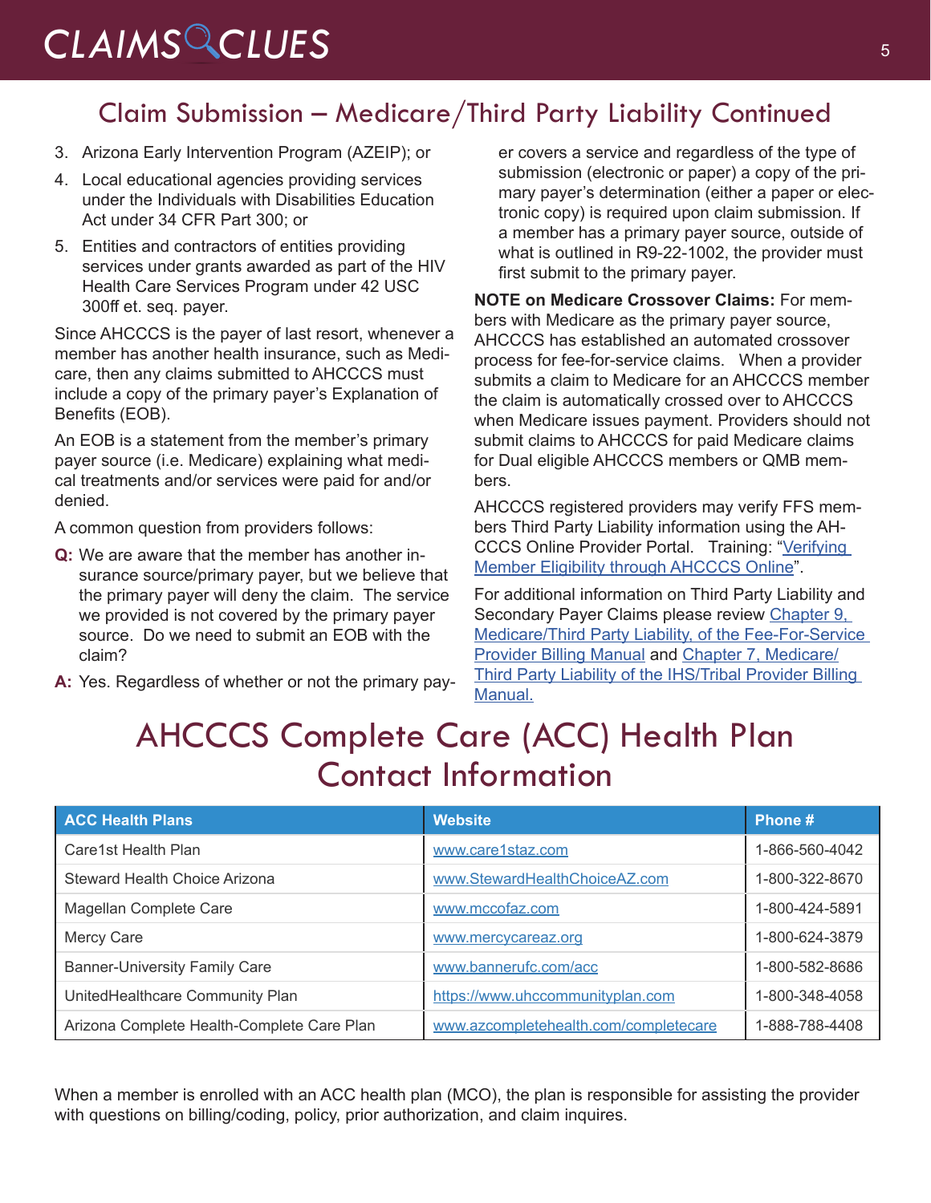## Claim Submission – Medicare/Third Party Liability Continued

3. Arizona Early Intervention Program (AZEIP); or
4. Local educational agencies providing services under the Individuals with Disabilities Education Act under 34 CFR Part 300; or
5. Entities and contractors of entities providing services under grants awarded as part of the HIV Health Care Services Program under 42 USC 300ff et. seq. payer.

Since AHCCCS is the payer of last resort, whenever a member has another health insurance, such as Medicare, then any claims submitted to AHCCCS must include a copy of the primary payer's Explanation of Benefits (EOB).

An EOB is a statement from the member's primary payer source (i.e. Medicare) explaining what medical treatments and/or services were paid for and/or denied.

A common question from providers follows:

**Q:** We are aware that the member has another insurance source/primary payer, but we believe that the primary payer will deny the claim. The service we provided is not covered by the primary payer source. Do we need to submit an EOB with the claim?

**A:** Yes. Regardless of whether or not the primary payer covers a service and regardless of the type of submission (electronic or paper) a copy of the primary payer's determination (either a paper or electronic copy) is required upon claim submission. If a member has a primary payer source, outside of what is outlined in R9-22-1002, the provider must first submit to the primary payer.

**NOTE on Medicare Crossover Claims:** For members with Medicare as the primary payer source, AHCCCS has established an automated crossover process for fee-for-service claims. When a provider submits a claim to Medicare for an AHCCCS member the claim is automatically crossed over to AHCCCS when Medicare issues payment. Providers should not submit claims to AHCCCS for paid Medicare claims for Dual eligible AHCCCS members or QMB members.

AHCCCS registered providers may verify FFS members Third Party Liability information using the AHCCCS Online Provider Portal. Training: "Verifying Member Eligibility through AHCCCS Online".

For additional information on Third Party Liability and Secondary Payer Claims please review Chapter 9, Medicare/Third Party Liability, of the Fee-For-Service Provider Billing Manual and Chapter 7, Medicare/Third Party Liability of the IHS/Tribal Provider Billing Manual.

# AHCCCS Complete Care (ACC) Health Plan Contact Information

| ACC Health Plans | Website | Phone # |
|---|---|---|
| Care1st Health Plan | www.care1staz.com | 1-866-560-4042 |
| Steward Health Choice Arizona | www.StewardHealthChoiceAZ.com | 1-800-322-8670 |
| Magellan Complete Care | www.mccofaz.com | 1-800-424-5891 |
| Mercy Care | www.mercycareaz.org | 1-800-624-3879 |
| Banner-University Family Care | www.bannerufc.com/acc | 1-800-582-8686 |
| UnitedHealthcare Community Plan | https://www.uhccommunityplan.com | 1-800-348-4058 |
| Arizona Complete Health-Complete Care Plan | www.azcompletehealth.com/completecare | 1-888-788-4408 |

When a member is enrolled with an ACC health plan (MCO), the plan is responsible for assisting the provider with questions on billing/coding, policy, prior authorization, and claim inquires.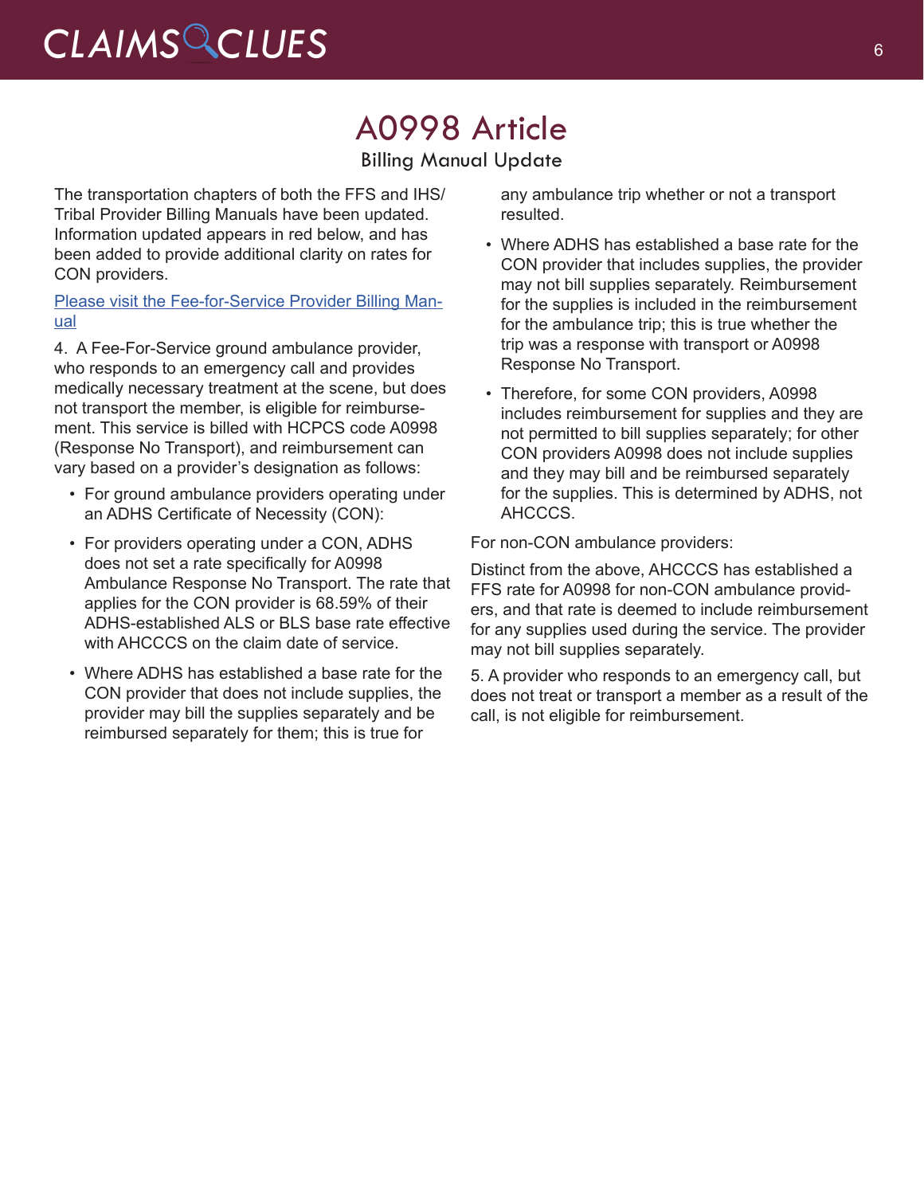# A0998 Article

## Billing Manual Update

The transportation chapters of both the FFS and IHS/Tribal Provider Billing Manuals have been updated. Information updated appears in red below, and has been added to provide additional clarity on rates for CON providers.

[Please visit the Fee-for-Service Provider Billing Manual]()

4. A Fee-For-Service ground ambulance provider, who responds to an emergency call and provides medically necessary treatment at the scene, but does not transport the member, is eligible for reimbursement. This service is billed with HCPCS code A0998 (Response No Transport), and reimbursement can vary based on a provider's designation as follows:

- For ground ambulance providers operating under an ADHS Certificate of Necessity (CON):
- For providers operating under a CON, ADHS does not set a rate specifically for A0998 Ambulance Response No Transport. The rate that applies for the CON provider is 68.59% of their ADHS-established ALS or BLS base rate effective with AHCCCS on the claim date of service.
- Where ADHS has established a base rate for the CON provider that does not include supplies, the provider may bill the supplies separately and be reimbursed separately for them; this is true for any ambulance trip whether or not a transport resulted.
- Where ADHS has established a base rate for the CON provider that includes supplies, the provider may not bill supplies separately. Reimbursement for the supplies is included in the reimbursement for the ambulance trip; this is true whether the trip was a response with transport or A0998 Response No Transport.
- Therefore, for some CON providers, A0998 includes reimbursement for supplies and they are not permitted to bill supplies separately; for other CON providers A0998 does not include supplies and they may bill and be reimbursed separately for the supplies. This is determined by ADHS, not AHCCCS.

For non-CON ambulance providers:

Distinct from the above, AHCCCS has established a FFS rate for A0998 for non-CON ambulance providers, and that rate is deemed to include reimbursement for any supplies used during the service. The provider may not bill supplies separately.

5. A provider who responds to an emergency call, but does not treat or transport a member as a result of the call, is not eligible for reimbursement.